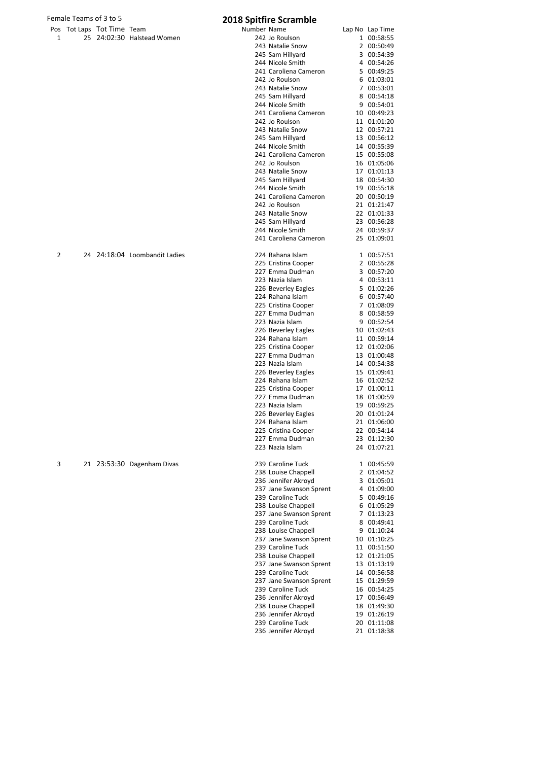Female Teams of 3 to 5

# 2018 Spitfire Scramble

| Pos | Tot Laps | Tot Time | Team | Number | Name | Lap No | Lap Time |
|---|---|---|---|---|---|---|---|
| 1 | 25 | 24:02:30 | Halstead Women | 242 | Jo Roulson | 1 | 00:58:55 |
| | | | | 243 | Natalie Snow | 2 | 00:50:49 |
| | | | | 245 | Sam Hillyard | 3 | 00:54:39 |
| | | | | 244 | Nicole Smith | 4 | 00:54:26 |
| | | | | 241 | Caroliena Cameron | 5 | 00:49:25 |
| | | | | 242 | Jo Roulson | 6 | 01:03:01 |
| | | | | 243 | Natalie Snow | 7 | 00:53:01 |
| | | | | 245 | Sam Hillyard | 8 | 00:54:18 |
| | | | | 244 | Nicole Smith | 9 | 00:54:01 |
| | | | | 241 | Caroliena Cameron | 10 | 00:49:23 |
| | | | | 242 | Jo Roulson | 11 | 01:01:20 |
| | | | | 243 | Natalie Snow | 12 | 00:57:21 |
| | | | | 245 | Sam Hillyard | 13 | 00:56:12 |
| | | | | 244 | Nicole Smith | 14 | 00:55:39 |
| | | | | 241 | Caroliena Cameron | 15 | 00:55:08 |
| | | | | 242 | Jo Roulson | 16 | 01:05:06 |
| | | | | 243 | Natalie Snow | 17 | 01:01:13 |
| | | | | 245 | Sam Hillyard | 18 | 00:54:30 |
| | | | | 244 | Nicole Smith | 19 | 00:55:18 |
| | | | | 241 | Caroliena Cameron | 20 | 00:50:19 |
| | | | | 242 | Jo Roulson | 21 | 01:21:47 |
| | | | | 243 | Natalie Snow | 22 | 01:01:33 |
| | | | | 245 | Sam Hillyard | 23 | 00:56:28 |
| | | | | 244 | Nicole Smith | 24 | 00:59:37 |
| | | | | 241 | Caroliena Cameron | 25 | 01:09:01 |
| 2 | 24 | 24:18:04 | Loombandit Ladies | 224 | Rahana Islam | 1 | 00:57:51 |
| | | | | 225 | Cristina Cooper | 2 | 00:55:28 |
| | | | | 227 | Emma Dudman | 3 | 00:57:20 |
| | | | | 223 | Nazia Islam | 4 | 00:53:11 |
| | | | | 226 | Beverley Eagles | 5 | 01:02:26 |
| | | | | 224 | Rahana Islam | 6 | 00:57:40 |
| | | | | 225 | Cristina Cooper | 7 | 01:08:09 |
| | | | | 227 | Emma Dudman | 8 | 00:58:59 |
| | | | | 223 | Nazia Islam | 9 | 00:52:54 |
| | | | | 226 | Beverley Eagles | 10 | 01:02:43 |
| | | | | 224 | Rahana Islam | 11 | 00:59:14 |
| | | | | 225 | Cristina Cooper | 12 | 01:02:06 |
| | | | | 227 | Emma Dudman | 13 | 01:00:48 |
| | | | | 223 | Nazia Islam | 14 | 00:54:38 |
| | | | | 226 | Beverley Eagles | 15 | 01:09:41 |
| | | | | 224 | Rahana Islam | 16 | 01:02:52 |
| | | | | 225 | Cristina Cooper | 17 | 01:00:11 |
| | | | | 227 | Emma Dudman | 18 | 01:00:59 |
| | | | | 223 | Nazia Islam | 19 | 00:59:25 |
| | | | | 226 | Beverley Eagles | 20 | 01:01:24 |
| | | | | 224 | Rahana Islam | 21 | 01:06:00 |
| | | | | 225 | Cristina Cooper | 22 | 00:54:14 |
| | | | | 227 | Emma Dudman | 23 | 01:12:30 |
| | | | | 223 | Nazia Islam | 24 | 01:07:21 |
| 3 | 21 | 23:53:30 | Dagenham Divas | 239 | Caroline Tuck | 1 | 00:45:59 |
| | | | | 238 | Louise Chappell | 2 | 01:04:52 |
| | | | | 236 | Jennifer Akroyd | 3 | 01:05:01 |
| | | | | 237 | Jane Swanson Sprent | 4 | 01:09:00 |
| | | | | 239 | Caroline Tuck | 5 | 00:49:16 |
| | | | | 238 | Louise Chappell | 6 | 01:05:29 |
| | | | | 237 | Jane Swanson Sprent | 7 | 01:13:23 |
| | | | | 239 | Caroline Tuck | 8 | 00:49:41 |
| | | | | 238 | Louise Chappell | 9 | 01:10:24 |
| | | | | 237 | Jane Swanson Sprent | 10 | 01:10:25 |
| | | | | 239 | Caroline Tuck | 11 | 00:51:50 |
| | | | | 238 | Louise Chappell | 12 | 01:21:05 |
| | | | | 237 | Jane Swanson Sprent | 13 | 01:13:19 |
| | | | | 239 | Caroline Tuck | 14 | 00:56:58 |
| | | | | 237 | Jane Swanson Sprent | 15 | 01:29:59 |
| | | | | 239 | Caroline Tuck | 16 | 00:54:25 |
| | | | | 236 | Jennifer Akroyd | 17 | 00:56:49 |
| | | | | 238 | Louise Chappell | 18 | 01:49:30 |
| | | | | 236 | Jennifer Akroyd | 19 | 01:26:19 |
| | | | | 239 | Caroline Tuck | 20 | 01:11:08 |
| | | | | 236 | Jennifer Akroyd | 21 | 01:18:38 |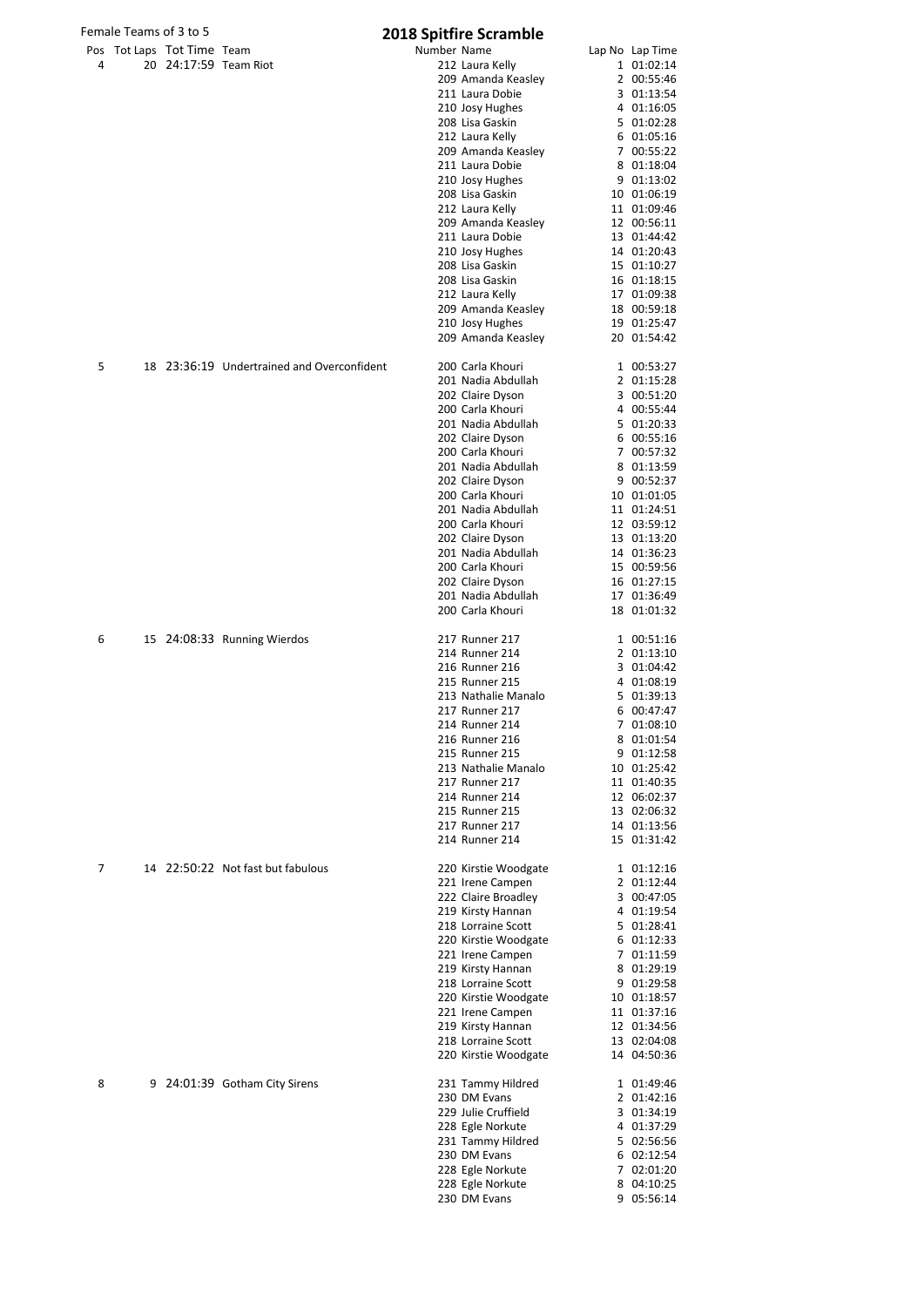Female Teams of 3 to 5

# 2018 Spitfire Scramble

| Pos | Tot Laps | Tot Time | Team | Number | Name | Lap No | Lap Time |
|---|---|---|---|---|---|---|---|
| 4 | 20 | 24:17:59 | Team Riot | 212 | Laura Kelly | 1 | 01:02:14 |
| | | | | 209 | Amanda Keasley | 2 | 00:55:46 |
| | | | | 211 | Laura Dobie | 3 | 01:13:54 |
| | | | | 210 | Josy Hughes | 4 | 01:16:05 |
| | | | | 208 | Lisa Gaskin | 5 | 01:02:28 |
| | | | | 212 | Laura Kelly | 6 | 01:05:16 |
| | | | | 209 | Amanda Keasley | 7 | 00:55:22 |
| | | | | 211 | Laura Dobie | 8 | 01:18:04 |
| | | | | 210 | Josy Hughes | 9 | 01:13:02 |
| | | | | 208 | Lisa Gaskin | 10 | 01:06:19 |
| | | | | 212 | Laura Kelly | 11 | 01:09:46 |
| | | | | 209 | Amanda Keasley | 12 | 00:56:11 |
| | | | | 211 | Laura Dobie | 13 | 01:44:42 |
| | | | | 210 | Josy Hughes | 14 | 01:20:43 |
| | | | | 208 | Lisa Gaskin | 15 | 01:10:27 |
| | | | | 208 | Lisa Gaskin | 16 | 01:18:15 |
| | | | | 212 | Laura Kelly | 17 | 01:09:38 |
| | | | | 209 | Amanda Keasley | 18 | 00:59:18 |
| | | | | 210 | Josy Hughes | 19 | 01:25:47 |
| | | | | 209 | Amanda Keasley | 20 | 01:54:42 |
| 5 | 18 | 23:36:19 | Undertrained and Overconfident | 200 | Carla Khouri | 1 | 00:53:27 |
| | | | | 201 | Nadia Abdullah | 2 | 01:15:28 |
| | | | | 202 | Claire Dyson | 3 | 00:51:20 |
| | | | | 200 | Carla Khouri | 4 | 00:55:44 |
| | | | | 201 | Nadia Abdullah | 5 | 01:20:33 |
| | | | | 202 | Claire Dyson | 6 | 00:55:16 |
| | | | | 200 | Carla Khouri | 7 | 00:57:32 |
| | | | | 201 | Nadia Abdullah | 8 | 01:13:59 |
| | | | | 202 | Claire Dyson | 9 | 00:52:37 |
| | | | | 200 | Carla Khouri | 10 | 01:01:05 |
| | | | | 201 | Nadia Abdullah | 11 | 01:24:51 |
| | | | | 200 | Carla Khouri | 12 | 03:59:12 |
| | | | | 202 | Claire Dyson | 13 | 01:13:20 |
| | | | | 201 | Nadia Abdullah | 14 | 01:36:23 |
| | | | | 200 | Carla Khouri | 15 | 00:59:56 |
| | | | | 202 | Claire Dyson | 16 | 01:27:15 |
| | | | | 201 | Nadia Abdullah | 17 | 01:36:49 |
| | | | | 200 | Carla Khouri | 18 | 01:01:32 |
| 6 | 15 | 24:08:33 | Running Wierdos | 217 | Runner 217 | 1 | 00:51:16 |
| | | | | 214 | Runner 214 | 2 | 01:13:10 |
| | | | | 216 | Runner 216 | 3 | 01:04:42 |
| | | | | 215 | Runner 215 | 4 | 01:08:19 |
| | | | | 213 | Nathalie Manalo | 5 | 01:39:13 |
| | | | | 217 | Runner 217 | 6 | 00:47:47 |
| | | | | 214 | Runner 214 | 7 | 01:08:10 |
| | | | | 216 | Runner 216 | 8 | 01:01:54 |
| | | | | 215 | Runner 215 | 9 | 01:12:58 |
| | | | | 213 | Nathalie Manalo | 10 | 01:25:42 |
| | | | | 217 | Runner 217 | 11 | 01:40:35 |
| | | | | 214 | Runner 214 | 12 | 06:02:37 |
| | | | | 215 | Runner 215 | 13 | 02:06:32 |
| | | | | 217 | Runner 217 | 14 | 01:13:56 |
| | | | | 214 | Runner 214 | 15 | 01:31:42 |
| 7 | 14 | 22:50:22 | Not fast but fabulous | 220 | Kirstie Woodgate | 1 | 01:12:16 |
| | | | | 221 | Irene Campen | 2 | 01:12:44 |
| | | | | 222 | Claire Broadley | 3 | 00:47:05 |
| | | | | 219 | Kirsty Hannan | 4 | 01:19:54 |
| | | | | 218 | Lorraine Scott | 5 | 01:28:41 |
| | | | | 220 | Kirstie Woodgate | 6 | 01:12:33 |
| | | | | 221 | Irene Campen | 7 | 01:11:59 |
| | | | | 219 | Kirsty Hannan | 8 | 01:29:19 |
| | | | | 218 | Lorraine Scott | 9 | 01:29:58 |
| | | | | 220 | Kirstie Woodgate | 10 | 01:18:57 |
| | | | | 221 | Irene Campen | 11 | 01:37:16 |
| | | | | 219 | Kirsty Hannan | 12 | 01:34:56 |
| | | | | 218 | Lorraine Scott | 13 | 02:04:08 |
| | | | | 220 | Kirstie Woodgate | 14 | 04:50:36 |
| 8 | 9 | 24:01:39 | Gotham City Sirens | 231 | Tammy Hildred | 1 | 01:49:46 |
| | | | | 230 | DM Evans | 2 | 01:42:16 |
| | | | | 229 | Julie Cruffield | 3 | 01:34:19 |
| | | | | 228 | Egle Norkute | 4 | 01:37:29 |
| | | | | 231 | Tammy Hildred | 5 | 02:56:56 |
| | | | | 230 | DM Evans | 6 | 02:12:54 |
| | | | | 228 | Egle Norkute | 7 | 02:01:20 |
| | | | | 228 | Egle Norkute | 8 | 04:10:25 |
| | | | | 230 | DM Evans | 9 | 05:56:14 |